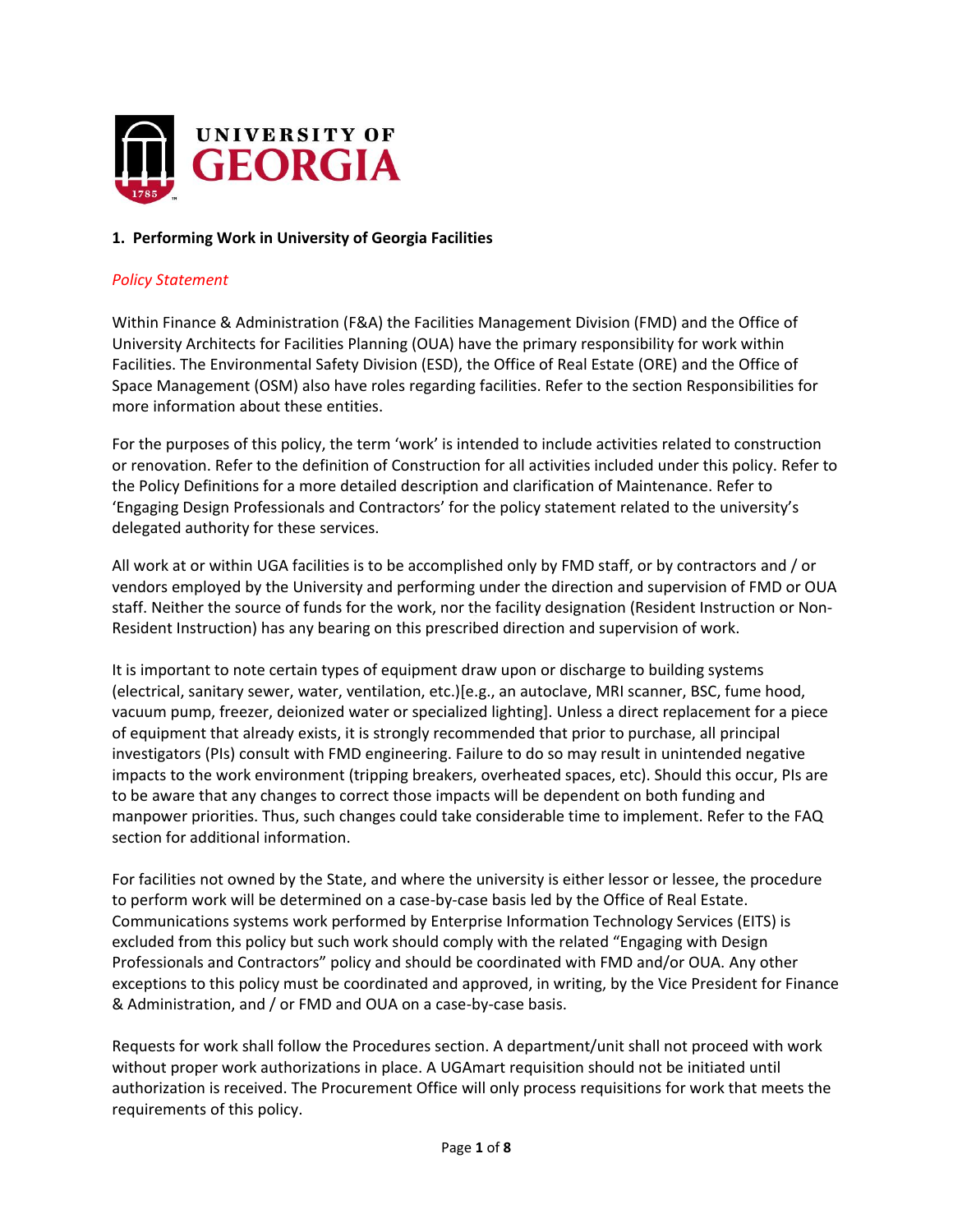## 1. Performing Work in University of Georgia Facilities

*Policy Statement*

Within Finance & Administration (F&A) the Facilities Management Division (FMD) and the Office of University Architects for Facilities Planning (OUA) have the primary responsibility for work within Facilities. The Environmental Safety Division (ESD), the Office of Real Estate (ORE) and the Office of Space Management (OSM) also have roles regarding facilities. Refer to the section Responsibilities for more information about these entities.

For the purposes of this policy, the term 'work' is intended to include activities related to construction or renovation. Refer to the definition of Construction for all activities included under this policy. Refer to the Policy Definitions for a more detailed description and clarification of Maintenance. Refer to 'Engaging Design Professionals and Contractors' for the policy statement related to the university's delegated authority for these services.

All work at or within UGA facilities is to be accomplished only by FMD staff, or by contractors and / or vendors employed by the University and performing under the direction and supervision of FMD or OUA staff. Neither the source of funds for the work, nor the facility designation (Resident Instruction or Non-Resident Instruction) has any bearing on this prescribed direction and supervision of work.

It is important to note certain types of equipment draw upon or discharge to building systems (electrical, sanitary sewer, water, ventilation, etc.)[e.g., an autoclave, MRI scanner, BSC, fume hood, vacuum pump, freezer, deionized water or specialized lighting]. Unless a direct replacement for a piece of equipment that already exists, it is strongly recommended that prior to purchase, all principal investigators (PIs) consult with FMD engineering. Failure to do so may result in unintended negative impacts to the work environment (tripping breakers, overheated spaces, etc). Should this occur, PIs are to be aware that any changes to correct those impacts will be dependent on both funding and manpower priorities. Thus, such changes could take considerable time to implement. Refer to the FAQ section for additional information.

For facilities not owned by the State, and where the university is either lessor or lessee, the procedure to perform work will be determined on a case-by-case basis led by the Office of Real Estate. Communications systems work performed by Enterprise Information Technology Services (EITS) is excluded from this policy but such work should comply with the related "Engaging with Design Professionals and Contractors" policy and should be coordinated with FMD and/or OUA. Any other exceptions to this policy must be coordinated and approved, in writing, by the Vice President for Finance & Administration, and / or FMD and OUA on a case-by-case basis.

Requests for work shall follow the Procedures section. A department/unit shall not proceed with work without proper work authorizations in place. A UGAmart requisition should not be initiated until authorization is received. The Procurement Office will only process requisitions for work that meets the requirements of this policy.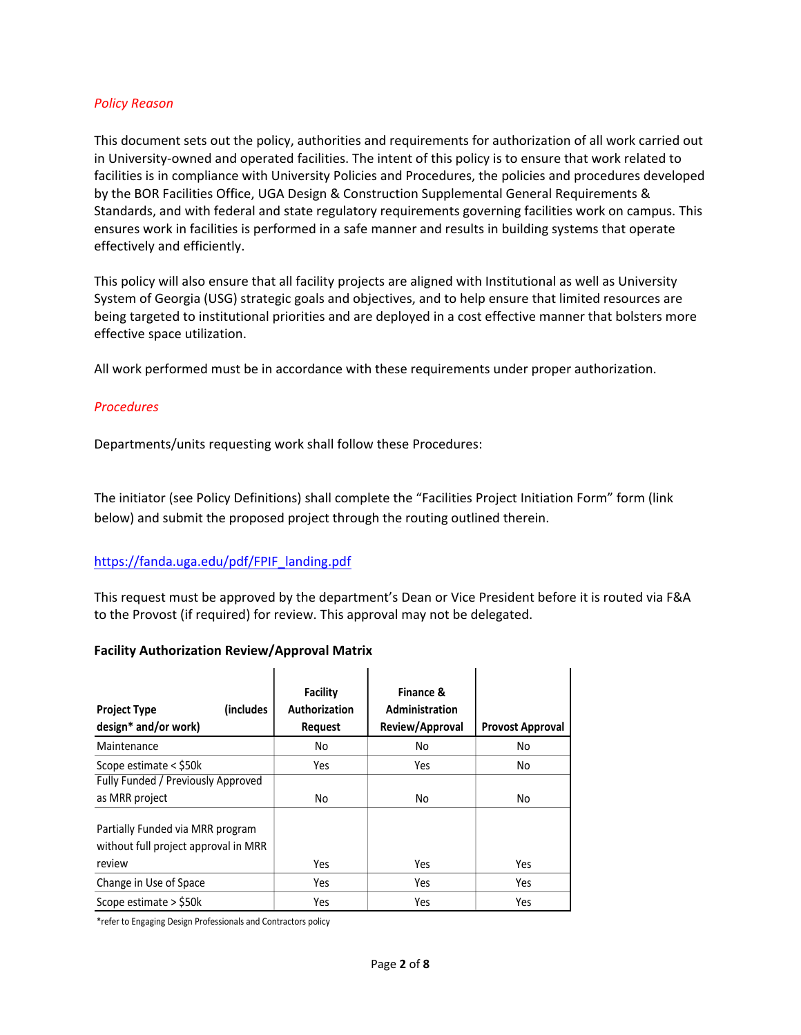*Policy Reason*

This document sets out the policy, authorities and requirements for authorization of all work carried out in University-owned and operated facilities. The intent of this policy is to ensure that work related to facilities is in compliance with University Policies and Procedures, the policies and procedures developed by the BOR Facilities Office, UGA Design & Construction Supplemental General Requirements & Standards, and with federal and state regulatory requirements governing facilities work on campus. This ensures work in facilities is performed in a safe manner and results in building systems that operate effectively and efficiently.

This policy will also ensure that all facility projects are aligned with Institutional as well as University System of Georgia (USG) strategic goals and objectives, and to help ensure that limited resources are being targeted to institutional priorities and are deployed in a cost effective manner that bolsters more effective space utilization.

All work performed must be in accordance with these requirements under proper authorization.

*Procedures*

Departments/units requesting work shall follow these Procedures:

The initiator (see Policy Definitions) shall complete the "Facilities Project Initiation Form" form (link below) and submit the proposed project through the routing outlined therein.

https://fanda.uga.edu/pdf/FPIF_landing.pdf

This request must be approved by the department's Dean or Vice President before it is routed via F&A to the Provost (if required) for review. This approval may not be delegated.

**Facility Authorization Review/Approval Matrix**

| Project Type (includes design* and/or work) | Facility Authorization Request | Finance & Administration Review/Approval | Provost Approval |
|---|---|---|---|
| Maintenance | No | No | No |
| Scope estimate < $50k | Yes | Yes | No |
| Fully Funded / Previously Approved as MRR project | No | No | No |
| Partially Funded via MRR program without full project approval in MRR review | Yes | Yes | Yes |
| Change in Use of Space | Yes | Yes | Yes |
| Scope estimate > $50k | Yes | Yes | Yes |

*refer to Engaging Design Professionals and Contractors policy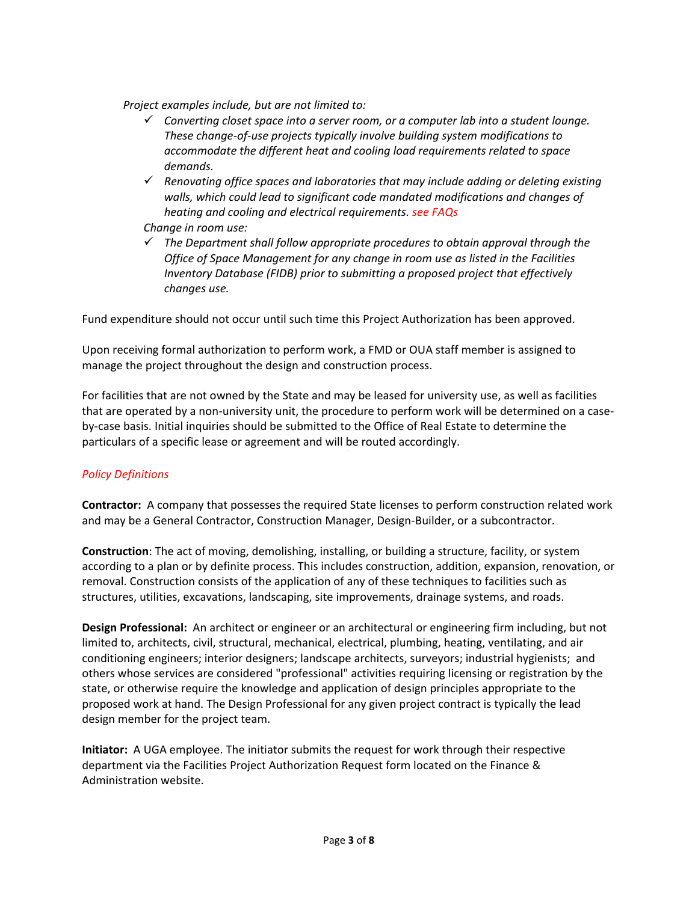*Project examples include, but are not limited to:*

- ✓ *Converting closet space into a server room, or a computer lab into a student lounge. These change-of-use projects typically involve building system modifications to accommodate the different heat and cooling load requirements related to space demands.*
- ✓ *Renovating office spaces and laboratories that may include adding or deleting existing walls, which could lead to significant code mandated modifications and changes of heating and cooling and electrical requirements. see FAQs*

*Change in room use:*

- ✓ *The Department shall follow appropriate procedures to obtain approval through the Office of Space Management for any change in room use as listed in the Facilities Inventory Database (FIDB) prior to submitting a proposed project that effectively changes use.*

Fund expenditure should not occur until such time this Project Authorization has been approved.

Upon receiving formal authorization to perform work, a FMD or OUA staff member is assigned to manage the project throughout the design and construction process.

For facilities that are not owned by the State and may be leased for university use, as well as facilities that are operated by a non-university unit, the procedure to perform work will be determined on a case-by-case basis. Initial inquiries should be submitted to the Office of Real Estate to determine the particulars of a specific lease or agreement and will be routed accordingly.

### *Policy Definitions*

**Contractor:** A company that possesses the required State licenses to perform construction related work and may be a General Contractor, Construction Manager, Design-Builder, or a subcontractor.

**Construction**: The act of moving, demolishing, installing, or building a structure, facility, or system according to a plan or by definite process. This includes construction, addition, expansion, renovation, or removal. Construction consists of the application of any of these techniques to facilities such as structures, utilities, excavations, landscaping, site improvements, drainage systems, and roads.

**Design Professional:** An architect or engineer or an architectural or engineering firm including, but not limited to, architects, civil, structural, mechanical, electrical, plumbing, heating, ventilating, and air conditioning engineers; interior designers; landscape architects, surveyors; industrial hygienists; and others whose services are considered "professional" activities requiring licensing or registration by the state, or otherwise require the knowledge and application of design principles appropriate to the proposed work at hand. The Design Professional for any given project contract is typically the lead design member for the project team.

**Initiator:** A UGA employee. The initiator submits the request for work through their respective department via the Facilities Project Authorization Request form located on the Finance & Administration website.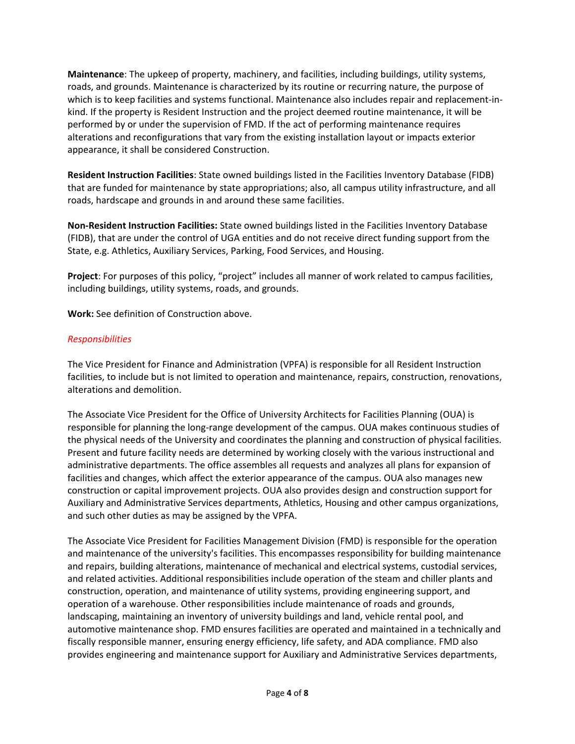**Maintenance**: The upkeep of property, machinery, and facilities, including buildings, utility systems, roads, and grounds. Maintenance is characterized by its routine or recurring nature, the purpose of which is to keep facilities and systems functional. Maintenance also includes repair and replacement-in-kind. If the property is Resident Instruction and the project deemed routine maintenance, it will be performed by or under the supervision of FMD. If the act of performing maintenance requires alterations and reconfigurations that vary from the existing installation layout or impacts exterior appearance, it shall be considered Construction.

**Resident Instruction Facilities**: State owned buildings listed in the Facilities Inventory Database (FIDB) that are funded for maintenance by state appropriations; also, all campus utility infrastructure, and all roads, hardscape and grounds in and around these same facilities.

**Non-Resident Instruction Facilities:** State owned buildings listed in the Facilities Inventory Database (FIDB), that are under the control of UGA entities and do not receive direct funding support from the State, e.g. Athletics, Auxiliary Services, Parking, Food Services, and Housing.

**Project**: For purposes of this policy, "project" includes all manner of work related to campus facilities, including buildings, utility systems, roads, and grounds.

**Work:** See definition of Construction above.

*Responsibilities*

The Vice President for Finance and Administration (VPFA) is responsible for all Resident Instruction facilities, to include but is not limited to operation and maintenance, repairs, construction, renovations, alterations and demolition.

The Associate Vice President for the Office of University Architects for Facilities Planning (OUA) is responsible for planning the long-range development of the campus. OUA makes continuous studies of the physical needs of the University and coordinates the planning and construction of physical facilities. Present and future facility needs are determined by working closely with the various instructional and administrative departments. The office assembles all requests and analyzes all plans for expansion of facilities and changes, which affect the exterior appearance of the campus. OUA also manages new construction or capital improvement projects. OUA also provides design and construction support for Auxiliary and Administrative Services departments, Athletics, Housing and other campus organizations, and such other duties as may be assigned by the VPFA.

The Associate Vice President for Facilities Management Division (FMD) is responsible for the operation and maintenance of the university's facilities. This encompasses responsibility for building maintenance and repairs, building alterations, maintenance of mechanical and electrical systems, custodial services, and related activities. Additional responsibilities include operation of the steam and chiller plants and construction, operation, and maintenance of utility systems, providing engineering support, and operation of a warehouse. Other responsibilities include maintenance of roads and grounds, landscaping, maintaining an inventory of university buildings and land, vehicle rental pool, and automotive maintenance shop. FMD ensures facilities are operated and maintained in a technically and fiscally responsible manner, ensuring energy efficiency, life safety, and ADA compliance. FMD also provides engineering and maintenance support for Auxiliary and Administrative Services departments,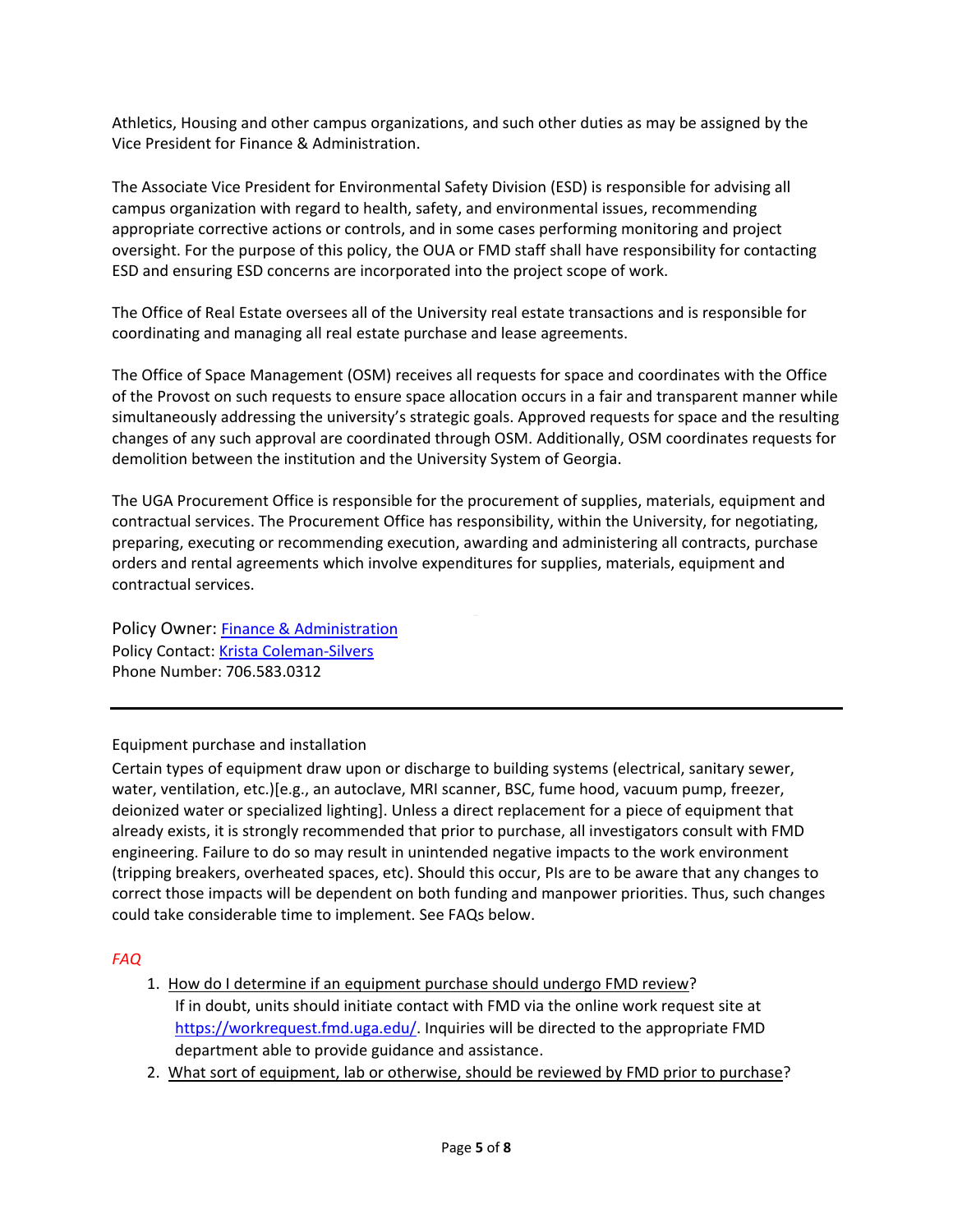Athletics, Housing and other campus organizations, and such other duties as may be assigned by the Vice President for Finance & Administration.

The Associate Vice President for Environmental Safety Division (ESD) is responsible for advising all campus organization with regard to health, safety, and environmental issues, recommending appropriate corrective actions or controls, and in some cases performing monitoring and project oversight. For the purpose of this policy, the OUA or FMD staff shall have responsibility for contacting ESD and ensuring ESD concerns are incorporated into the project scope of work.

The Office of Real Estate oversees all of the University real estate transactions and is responsible for coordinating and managing all real estate purchase and lease agreements.

The Office of Space Management (OSM) receives all requests for space and coordinates with the Office of the Provost on such requests to ensure space allocation occurs in a fair and transparent manner while simultaneously addressing the university's strategic goals. Approved requests for space and the resulting changes of any such approval are coordinated through OSM. Additionally, OSM coordinates requests for demolition between the institution and the University System of Georgia.

The UGA Procurement Office is responsible for the procurement of supplies, materials, equipment and contractual services. The Procurement Office has responsibility, within the University, for negotiating, preparing, executing or recommending execution, awarding and administering all contracts, purchase orders and rental agreements which involve expenditures for supplies, materials, equipment and contractual services.

Policy Owner: [Finance & Administration]()
Policy Contact: [Krista Coleman-Silvers]()
Phone Number: 706.583.0312

---

Equipment purchase and installation

Certain types of equipment draw upon or discharge to building systems (electrical, sanitary sewer, water, ventilation, etc.)[e.g., an autoclave, MRI scanner, BSC, fume hood, vacuum pump, freezer, deionized water or specialized lighting]. Unless a direct replacement for a piece of equipment that already exists, it is strongly recommended that prior to purchase, all investigators consult with FMD engineering. Failure to do so may result in unintended negative impacts to the work environment (tripping breakers, overheated spaces, etc). Should this occur, PIs are to be aware that any changes to correct those impacts will be dependent on both funding and manpower priorities. Thus, such changes could take considerable time to implement. See FAQs below.

*FAQ*

1. How do I determine if an equipment purchase should undergo FMD review?
   If in doubt, units should initiate contact with FMD via the online work request site at [https://workrequest.fmd.uga.edu/](https://workrequest.fmd.uga.edu/). Inquiries will be directed to the appropriate FMD department able to provide guidance and assistance.
2. What sort of equipment, lab or otherwise, should be reviewed by FMD prior to purchase?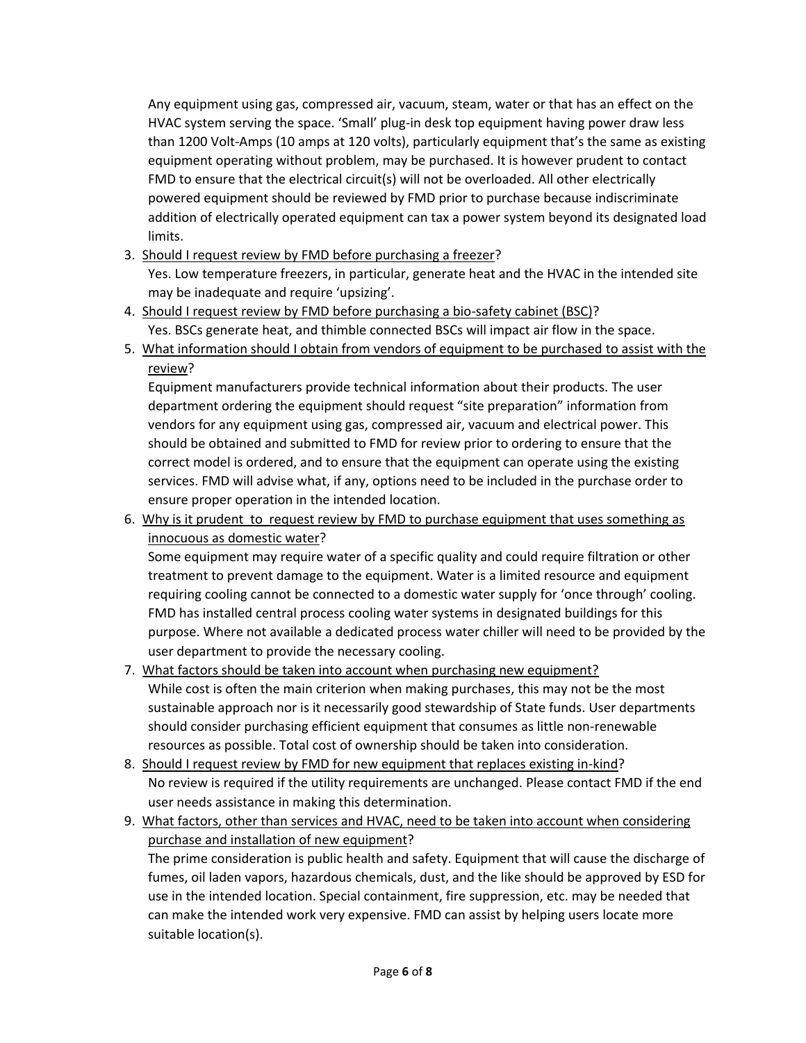Any equipment using gas, compressed air, vacuum, steam, water or that has an effect on the HVAC system serving the space. 'Small' plug-in desk top equipment having power draw less than 1200 Volt-Amps (10 amps at 120 volts), particularly equipment that's the same as existing equipment operating without problem, may be purchased. It is however prudent to contact FMD to ensure that the electrical circuit(s) will not be overloaded. All other electrically powered equipment should be reviewed by FMD prior to purchase because indiscriminate addition of electrically operated equipment can tax a power system beyond its designated load limits.

3. <u>Should I request review by FMD before purchasing a freezer</u>?
   Yes. Low temperature freezers, in particular, generate heat and the HVAC in the intended site may be inadequate and require 'upsizing'.
4. <u>Should I request review by FMD before purchasing a bio-safety cabinet (BSC)</u>?
   Yes. BSCs generate heat, and thimble connected BSCs will impact air flow in the space.
5. <u>What information should I obtain from vendors of equipment to be purchased to assist with the review</u>?
   Equipment manufacturers provide technical information about their products. The user department ordering the equipment should request "site preparation" information from vendors for any equipment using gas, compressed air, vacuum and electrical power. This should be obtained and submitted to FMD for review prior to ordering to ensure that the correct model is ordered, and to ensure that the equipment can operate using the existing services. FMD will advise what, if any, options need to be included in the purchase order to ensure proper operation in the intended location.
6. <u>Why is it prudent to request review by FMD to purchase equipment that uses something as innocuous as domestic water</u>?
   Some equipment may require water of a specific quality and could require filtration or other treatment to prevent damage to the equipment. Water is a limited resource and equipment requiring cooling cannot be connected to a domestic water supply for 'once through' cooling. FMD has installed central process cooling water systems in designated buildings for this purpose. Where not available a dedicated process water chiller will need to be provided by the user department to provide the necessary cooling.
7. <u>What factors should be taken into account when purchasing new equipment?</u>
   While cost is often the main criterion when making purchases, this may not be the most sustainable approach nor is it necessarily good stewardship of State funds. User departments should consider purchasing efficient equipment that consumes as little non-renewable resources as possible. Total cost of ownership should be taken into consideration.
8. <u>Should I request review by FMD for new equipment that replaces existing in-kind</u>?
   No review is required if the utility requirements are unchanged. Please contact FMD if the end user needs assistance in making this determination.
9. <u>What factors, other than services and HVAC, need to be taken into account when considering purchase and installation of new equipment</u>?
   The prime consideration is public health and safety. Equipment that will cause the discharge of fumes, oil laden vapors, hazardous chemicals, dust, and the like should be approved by ESD for use in the intended location. Special containment, fire suppression, etc. may be needed that can make the intended work very expensive. FMD can assist by helping users locate more suitable location(s).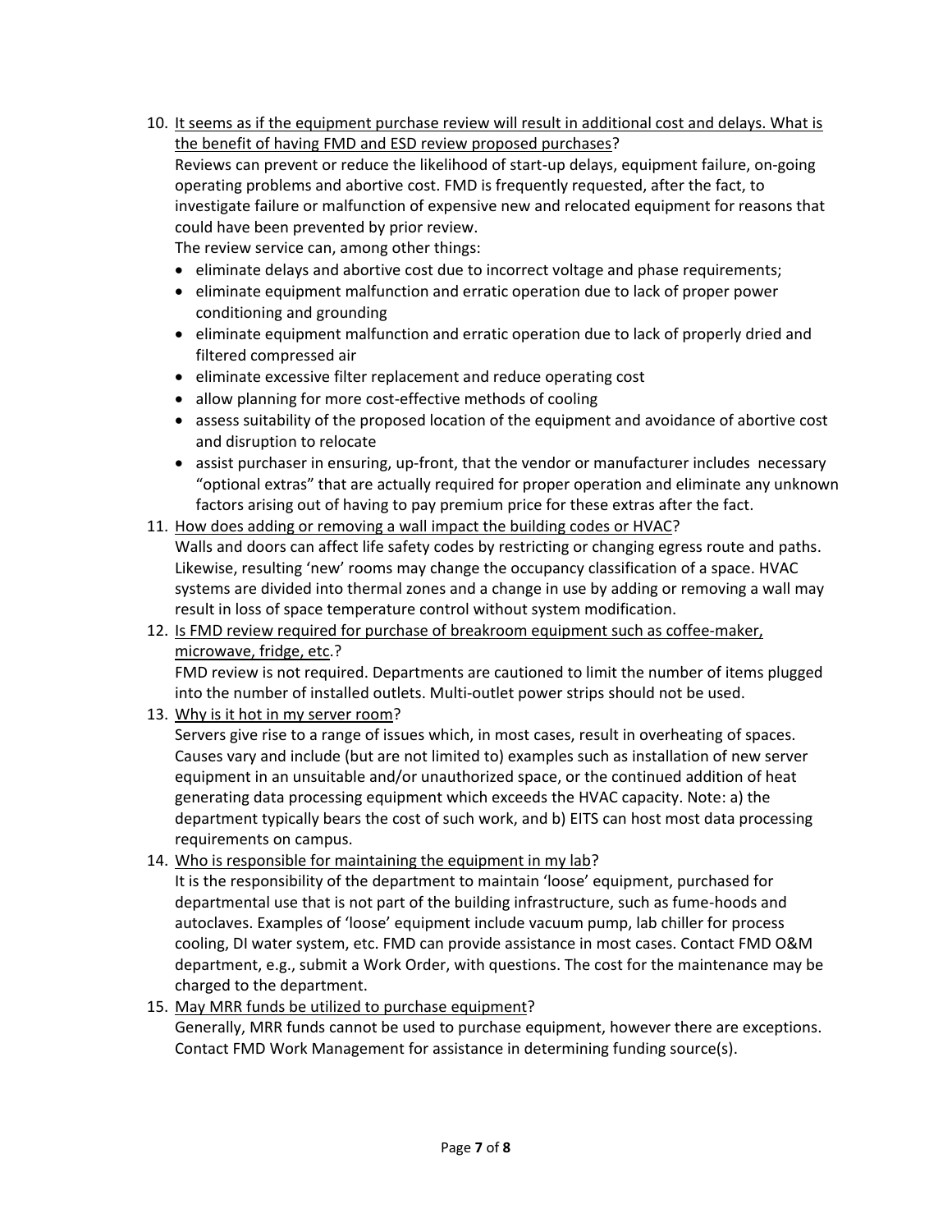10. <u>It seems as if the equipment purchase review will result in additional cost and delays. What is the benefit of having FMD and ESD review proposed purchases</u>?
    Reviews can prevent or reduce the likelihood of start-up delays, equipment failure, on-going operating problems and abortive cost. FMD is frequently requested, after the fact, to investigate failure or malfunction of expensive new and relocated equipment for reasons that could have been prevented by prior review.
    The review service can, among other things:
    - eliminate delays and abortive cost due to incorrect voltage and phase requirements;
    - eliminate equipment malfunction and erratic operation due to lack of proper power conditioning and grounding
    - eliminate equipment malfunction and erratic operation due to lack of properly dried and filtered compressed air
    - eliminate excessive filter replacement and reduce operating cost
    - allow planning for more cost-effective methods of cooling
    - assess suitability of the proposed location of the equipment and avoidance of abortive cost and disruption to relocate
    - assist purchaser in ensuring, up-front, that the vendor or manufacturer includes necessary "optional extras" that are actually required for proper operation and eliminate any unknown factors arising out of having to pay premium price for these extras after the fact.
11. <u>How does adding or removing a wall impact the building codes or HVAC</u>?
    Walls and doors can affect life safety codes by restricting or changing egress route and paths. Likewise, resulting 'new' rooms may change the occupancy classification of a space. HVAC systems are divided into thermal zones and a change in use by adding or removing a wall may result in loss of space temperature control without system modification.
12. <u>Is FMD review required for purchase of breakroom equipment such as coffee-maker, microwave, fridge, etc</u>.?
    FMD review is not required. Departments are cautioned to limit the number of items plugged into the number of installed outlets. Multi-outlet power strips should not be used.
13. <u>Why is it hot in my server room</u>?
    Servers give rise to a range of issues which, in most cases, result in overheating of spaces. Causes vary and include (but are not limited to) examples such as installation of new server equipment in an unsuitable and/or unauthorized space, or the continued addition of heat generating data processing equipment which exceeds the HVAC capacity. Note: a) the department typically bears the cost of such work, and b) EITS can host most data processing requirements on campus.
14. <u>Who is responsible for maintaining the equipment in my lab</u>?
    It is the responsibility of the department to maintain 'loose' equipment, purchased for departmental use that is not part of the building infrastructure, such as fume-hoods and autoclaves. Examples of 'loose' equipment include vacuum pump, lab chiller for process cooling, DI water system, etc. FMD can provide assistance in most cases. Contact FMD O&M department, e.g., submit a Work Order, with questions. The cost for the maintenance may be charged to the department.
15. <u>May MRR funds be utilized to purchase equipment</u>?
    Generally, MRR funds cannot be used to purchase equipment, however there are exceptions. Contact FMD Work Management for assistance in determining funding source(s).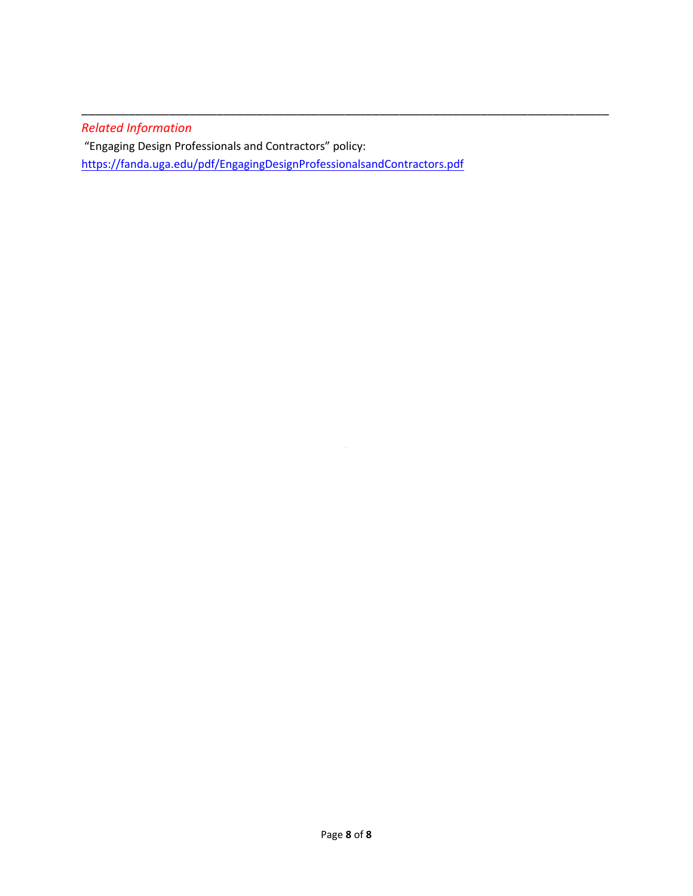---

*Related Information*

"Engaging Design Professionals and Contractors" policy:
https://fanda.uga.edu/pdf/EngagingDesignProfessionalsandContractors.pdf